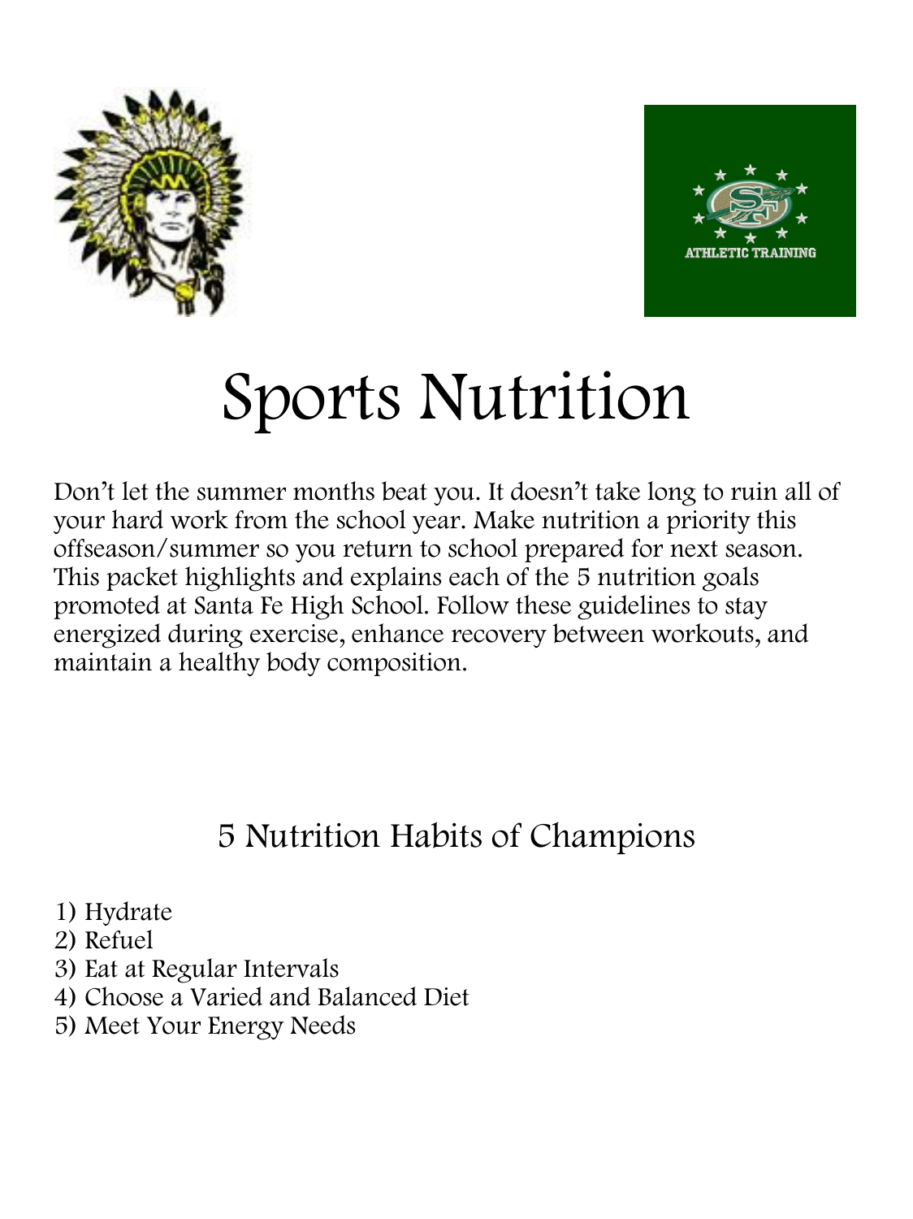# Sports Nutrition

Don't let the summer months beat you. It doesn't take long to ruin all of your hard work from the school year. Make nutrition a priority this offseason/summer so you return to school prepared for next season. This packet highlights and explains each of the 5 nutrition goals promoted at Santa Fe High School. Follow these guidelines to stay energized during exercise, enhance recovery between workouts, and maintain a healthy body composition.

## 5 Nutrition Habits of Champions

1) Hydrate
2) Refuel
3) Eat at Regular Intervals
4) Choose a Varied and Balanced Diet
5) Meet Your Energy Needs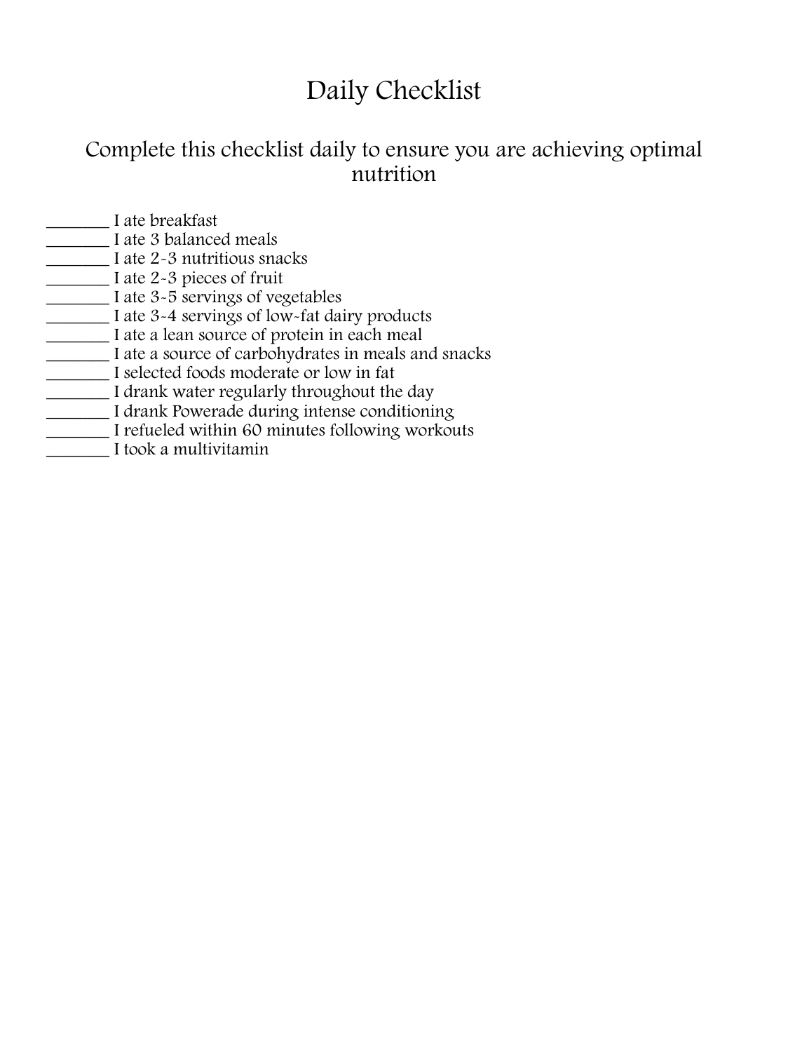# Daily Checklist

## Complete this checklist daily to ensure you are achieving optimal nutrition

_______ I ate breakfast
_______ I ate 3 balanced meals
_______ I ate 2-3 nutritious snacks
_______ I ate 2-3 pieces of fruit
_______ I ate 3-5 servings of vegetables
_______ I ate 3-4 servings of low-fat dairy products
_______ I ate a lean source of protein in each meal
_______ I ate a source of carbohydrates in meals and snacks
_______ I selected foods moderate or low in fat
_______ I drank water regularly throughout the day
_______ I drank Powerade during intense conditioning
_______ I refueled within 60 minutes following workouts
_______ I took a multivitamin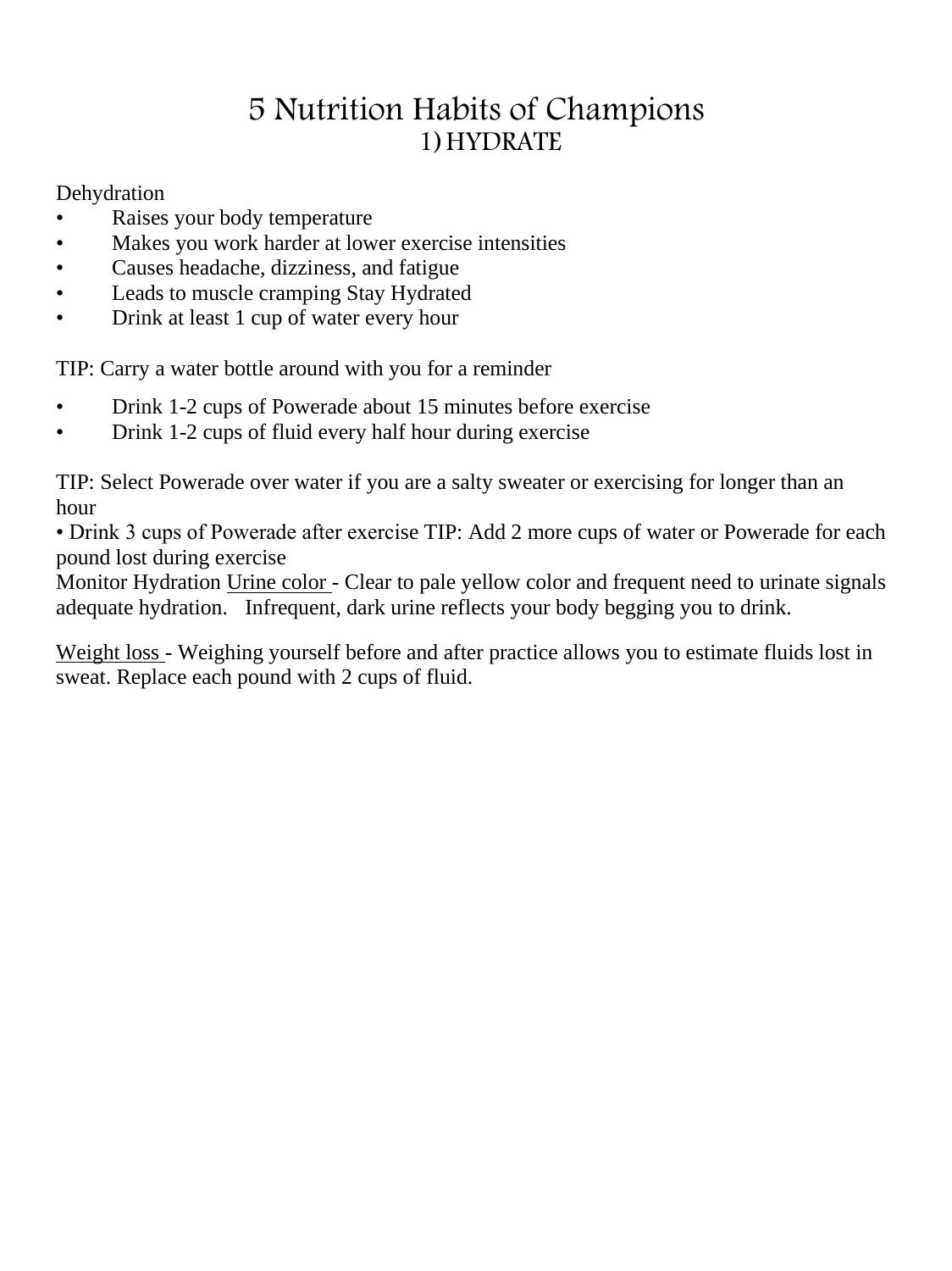# 5 Nutrition Habits of Champions

## 1) HYDRATE

Dehydration

- Raises your body temperature
- Makes you work harder at lower exercise intensities
- Causes headache, dizziness, and fatigue
- Leads to muscle cramping Stay Hydrated
- Drink at least 1 cup of water every hour

TIP: Carry a water bottle around with you for a reminder

- Drink 1-2 cups of Powerade about 15 minutes before exercise
- Drink 1-2 cups of fluid every half hour during exercise

TIP: Select Powerade over water if you are a salty sweater or exercising for longer than an hour

• Drink 3 cups of Powerade after exercise TIP: Add 2 more cups of water or Powerade for each pound lost during exercise

Monitor Hydration Urine color - Clear to pale yellow color and frequent need to urinate signals adequate hydration. Infrequent, dark urine reflects your body begging you to drink.

Weight loss - Weighing yourself before and after practice allows you to estimate fluids lost in sweat. Replace each pound with 2 cups of fluid.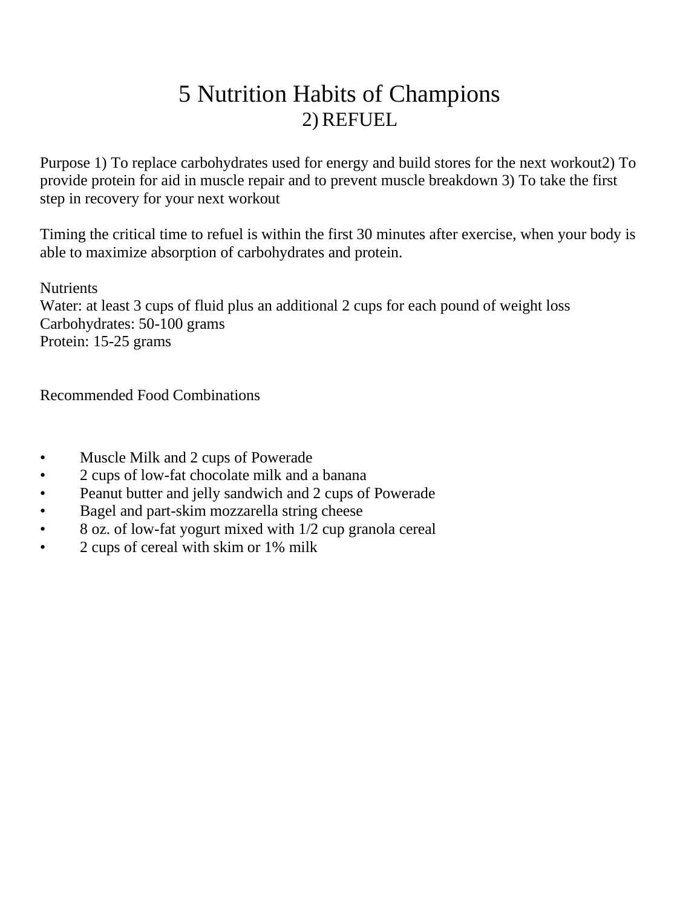# 5 Nutrition Habits of Champions

## 2) REFUEL

Purpose 1) To replace carbohydrates used for energy and build stores for the next workout2) To provide protein for aid in muscle repair and to prevent muscle breakdown 3) To take the first step in recovery for your next workout

Timing the critical time to refuel is within the first 30 minutes after exercise, when your body is able to maximize absorption of carbohydrates and protein.

Nutrients
Water: at least 3 cups of fluid plus an additional 2 cups for each pound of weight loss
Carbohydrates: 50-100 grams
Protein: 15-25 grams

Recommended Food Combinations

- Muscle Milk and 2 cups of Powerade
- 2 cups of low-fat chocolate milk and a banana
- Peanut butter and jelly sandwich and 2 cups of Powerade
- Bagel and part-skim mozzarella string cheese
- 8 oz. of low-fat yogurt mixed with 1/2 cup granola cereal
- 2 cups of cereal with skim or 1% milk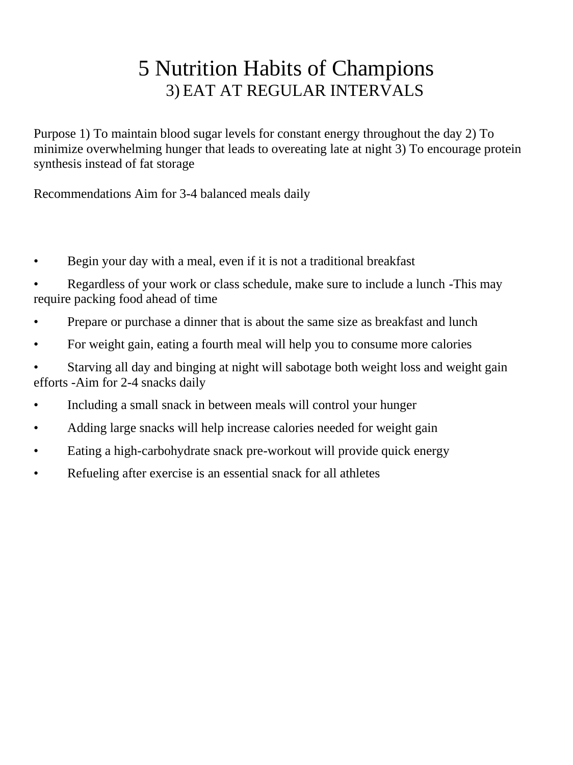# 5 Nutrition Habits of Champions

## 3) EAT AT REGULAR INTERVALS

Purpose 1) To maintain blood sugar levels for constant energy throughout the day 2) To minimize overwhelming hunger that leads to overeating late at night 3) To encourage protein synthesis instead of fat storage

Recommendations Aim for 3-4 balanced meals daily

- Begin your day with a meal, even if it is not a traditional breakfast
- Regardless of your work or class schedule, make sure to include a lunch -This may require packing food ahead of time
- Prepare or purchase a dinner that is about the same size as breakfast and lunch
- For weight gain, eating a fourth meal will help you to consume more calories
- Starving all day and binging at night will sabotage both weight loss and weight gain efforts -Aim for 2-4 snacks daily
- Including a small snack in between meals will control your hunger
- Adding large snacks will help increase calories needed for weight gain
- Eating a high-carbohydrate snack pre-workout will provide quick energy
- Refueling after exercise is an essential snack for all athletes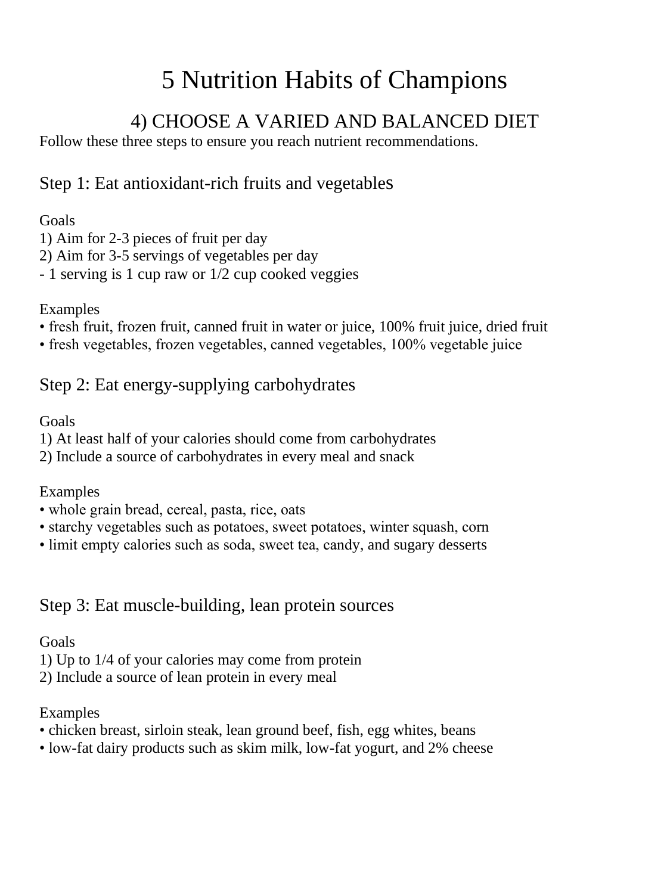# 5 Nutrition Habits of Champions

## 4) CHOOSE A VARIED AND BALANCED DIET

Follow these three steps to ensure you reach nutrient recommendations.

### Step 1: Eat antioxidant-rich fruits and vegetables

Goals

1) Aim for 2-3 pieces of fruit per day
2) Aim for 3-5 servings of vegetables per day

- 1 serving is 1 cup raw or 1/2 cup cooked veggies

Examples

- fresh fruit, frozen fruit, canned fruit in water or juice, 100% fruit juice, dried fruit
- fresh vegetables, frozen vegetables, canned vegetables, 100% vegetable juice

### Step 2: Eat energy-supplying carbohydrates

Goals

1) At least half of your calories should come from carbohydrates
2) Include a source of carbohydrates in every meal and snack

Examples

- whole grain bread, cereal, pasta, rice, oats
- starchy vegetables such as potatoes, sweet potatoes, winter squash, corn
- limit empty calories such as soda, sweet tea, candy, and sugary desserts

### Step 3: Eat muscle-building, lean protein sources

Goals

1) Up to 1/4 of your calories may come from protein
2) Include a source of lean protein in every meal

Examples

- chicken breast, sirloin steak, lean ground beef, fish, egg whites, beans
- low-fat dairy products such as skim milk, low-fat yogurt, and 2% cheese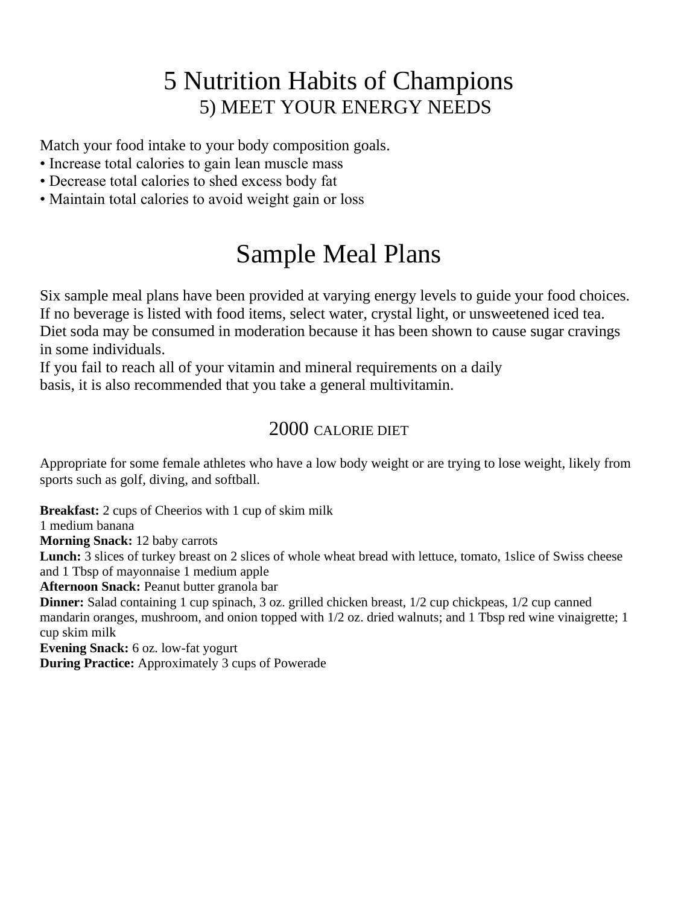# 5 Nutrition Habits of Champions

## 5) MEET YOUR ENERGY NEEDS

Match your food intake to your body composition goals.
• Increase total calories to gain lean muscle mass
• Decrease total calories to shed excess body fat
• Maintain total calories to avoid weight gain or loss

# Sample Meal Plans

Six sample meal plans have been provided at varying energy levels to guide your food choices. If no beverage is listed with food items, select water, crystal light, or unsweetened iced tea. Diet soda may be consumed in moderation because it has been shown to cause sugar cravings in some individuals.
If you fail to reach all of your vitamin and mineral requirements on a daily basis, it is also recommended that you take a general multivitamin.

## 2000 CALORIE DIET

Appropriate for some female athletes who have a low body weight or are trying to lose weight, likely from sports such as golf, diving, and softball.

**Breakfast:** 2 cups of Cheerios with 1 cup of skim milk
1 medium banana
**Morning Snack:** 12 baby carrots
**Lunch:** 3 slices of turkey breast on 2 slices of whole wheat bread with lettuce, tomato, 1slice of Swiss cheese and 1 Tbsp of mayonnaise 1 medium apple
**Afternoon Snack:** Peanut butter granola bar
**Dinner:** Salad containing 1 cup spinach, 3 oz. grilled chicken breast, 1/2 cup chickpeas, 1/2 cup canned mandarin oranges, mushroom, and onion topped with 1/2 oz. dried walnuts; and 1 Tbsp red wine vinaigrette; 1 cup skim milk
**Evening Snack:** 6 oz. low-fat yogurt
**During Practice:** Approximately 3 cups of Powerade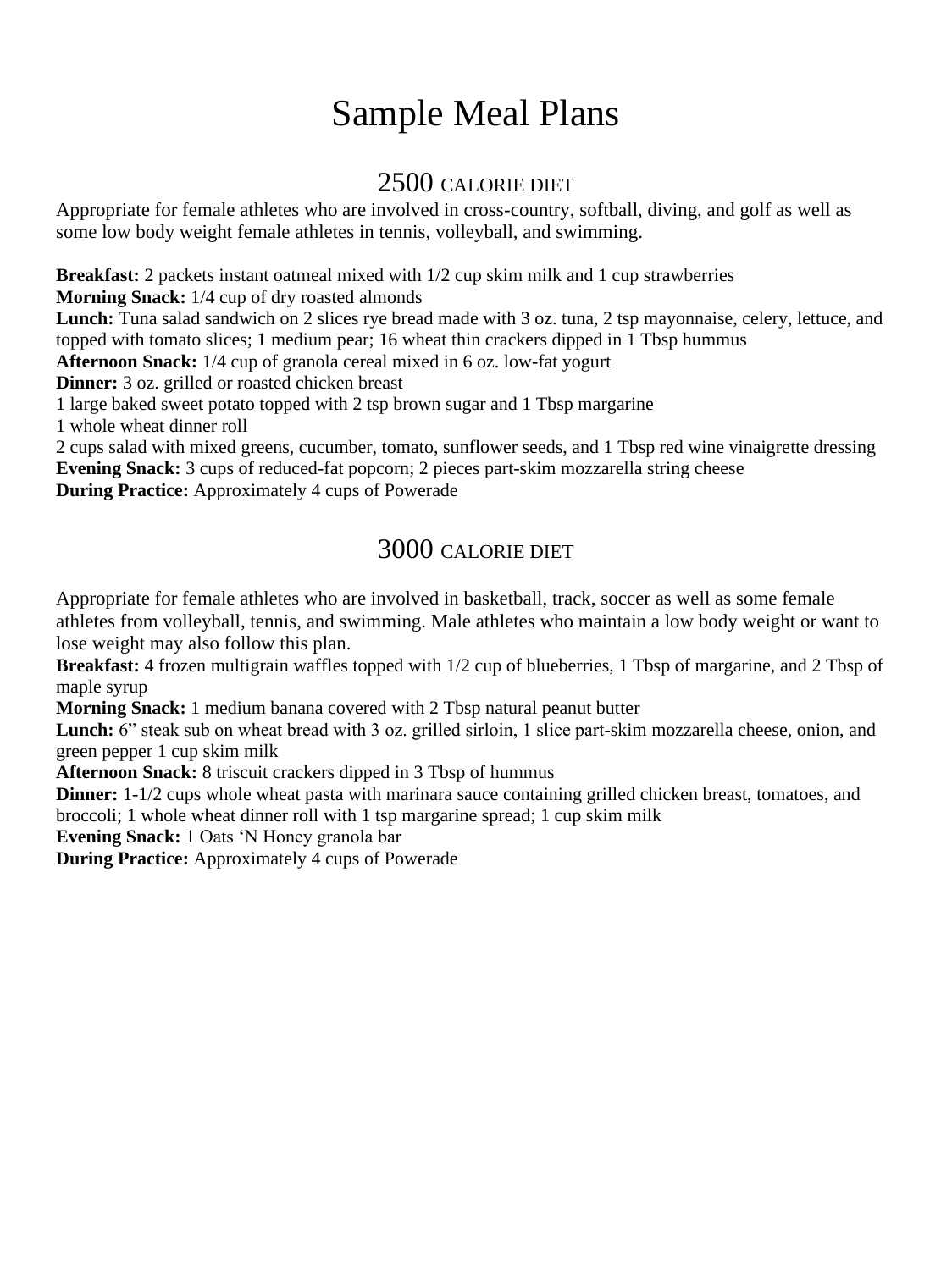# Sample Meal Plans

## 2500 CALORIE DIET

Appropriate for female athletes who are involved in cross-country, softball, diving, and golf as well as some low body weight female athletes in tennis, volleyball, and swimming.

**Breakfast:** 2 packets instant oatmeal mixed with 1/2 cup skim milk and 1 cup strawberries
**Morning Snack:** 1/4 cup of dry roasted almonds
**Lunch:** Tuna salad sandwich on 2 slices rye bread made with 3 oz. tuna, 2 tsp mayonnaise, celery, lettuce, and topped with tomato slices; 1 medium pear; 16 wheat thin crackers dipped in 1 Tbsp hummus
**Afternoon Snack:** 1/4 cup of granola cereal mixed in 6 oz. low-fat yogurt
**Dinner:** 3 oz. grilled or roasted chicken breast
1 large baked sweet potato topped with 2 tsp brown sugar and 1 Tbsp margarine
1 whole wheat dinner roll
2 cups salad with mixed greens, cucumber, tomato, sunflower seeds, and 1 Tbsp red wine vinaigrette dressing
**Evening Snack:** 3 cups of reduced-fat popcorn; 2 pieces part-skim mozzarella string cheese
**During Practice:** Approximately 4 cups of Powerade

## 3000 CALORIE DIET

Appropriate for female athletes who are involved in basketball, track, soccer as well as some female athletes from volleyball, tennis, and swimming. Male athletes who maintain a low body weight or want to lose weight may also follow this plan.

**Breakfast:** 4 frozen multigrain waffles topped with 1/2 cup of blueberries, 1 Tbsp of margarine, and 2 Tbsp of maple syrup
**Morning Snack:** 1 medium banana covered with 2 Tbsp natural peanut butter
**Lunch:** 6" steak sub on wheat bread with 3 oz. grilled sirloin, 1 slice part-skim mozzarella cheese, onion, and green pepper 1 cup skim milk
**Afternoon Snack:** 8 triscuit crackers dipped in 3 Tbsp of hummus
**Dinner:** 1-1/2 cups whole wheat pasta with marinara sauce containing grilled chicken breast, tomatoes, and broccoli; 1 whole wheat dinner roll with 1 tsp margarine spread; 1 cup skim milk
**Evening Snack:** 1 Oats 'N Honey granola bar
**During Practice:** Approximately 4 cups of Powerade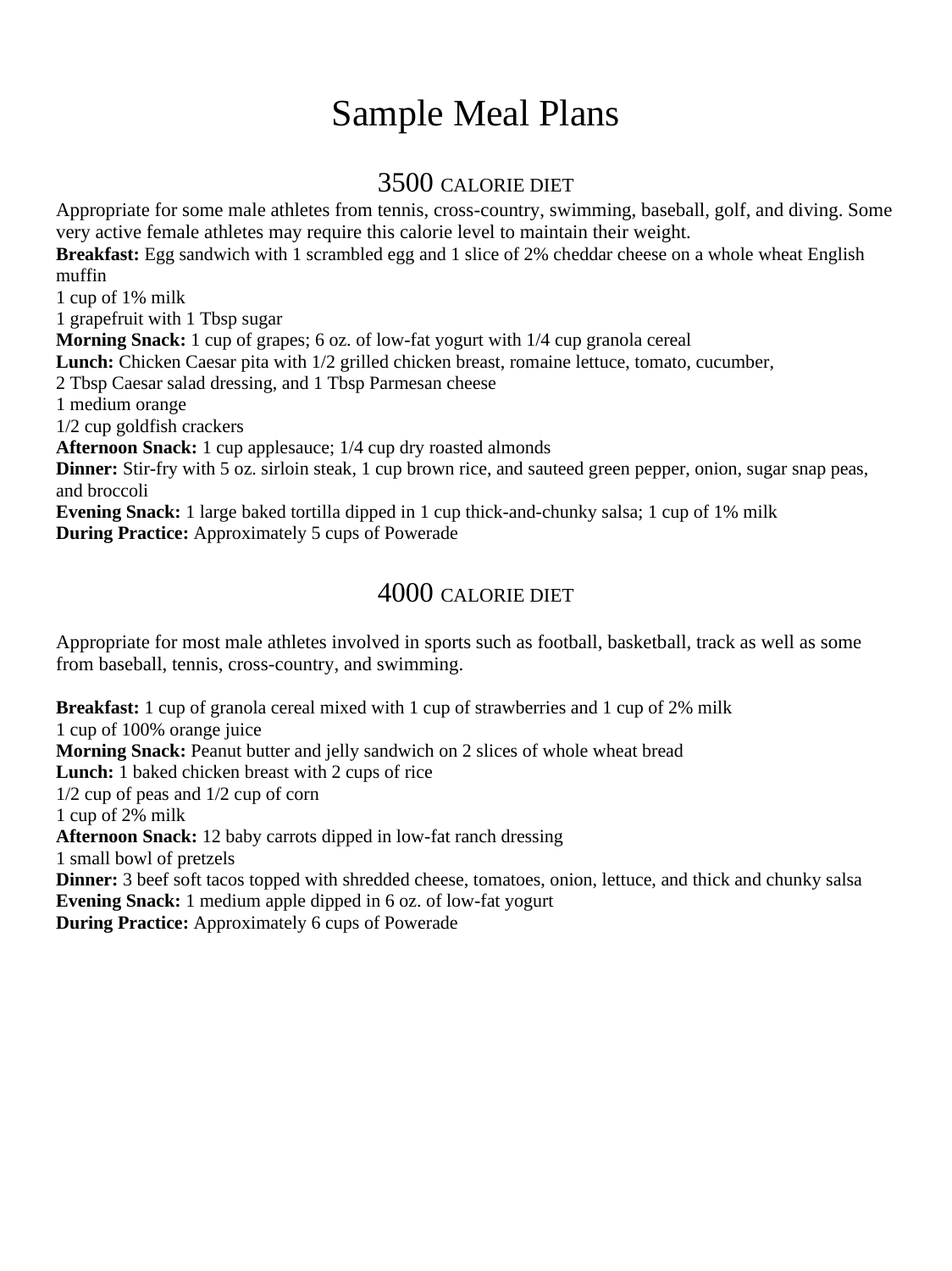# Sample Meal Plans

## 3500 CALORIE DIET

Appropriate for some male athletes from tennis, cross-country, swimming, baseball, golf, and diving. Some very active female athletes may require this calorie level to maintain their weight.

**Breakfast:** Egg sandwich with 1 scrambled egg and 1 slice of 2% cheddar cheese on a whole wheat English muffin
1 cup of 1% milk
1 grapefruit with 1 Tbsp sugar
**Morning Snack:** 1 cup of grapes; 6 oz. of low-fat yogurt with 1/4 cup granola cereal
**Lunch:** Chicken Caesar pita with 1/2 grilled chicken breast, romaine lettuce, tomato, cucumber,
2 Tbsp Caesar salad dressing, and 1 Tbsp Parmesan cheese
1 medium orange
1/2 cup goldfish crackers
**Afternoon Snack:** 1 cup applesauce; 1/4 cup dry roasted almonds
**Dinner:** Stir-fry with 5 oz. sirloin steak, 1 cup brown rice, and sauteed green pepper, onion, sugar snap peas, and broccoli
**Evening Snack:** 1 large baked tortilla dipped in 1 cup thick-and-chunky salsa; 1 cup of 1% milk
**During Practice:** Approximately 5 cups of Powerade

## 4000 CALORIE DIET

Appropriate for most male athletes involved in sports such as football, basketball, track as well as some from baseball, tennis, cross-country, and swimming.

**Breakfast:** 1 cup of granola cereal mixed with 1 cup of strawberries and 1 cup of 2% milk
1 cup of 100% orange juice
**Morning Snack:** Peanut butter and jelly sandwich on 2 slices of whole wheat bread
**Lunch:** 1 baked chicken breast with 2 cups of rice
1/2 cup of peas and 1/2 cup of corn
1 cup of 2% milk
**Afternoon Snack:** 12 baby carrots dipped in low-fat ranch dressing
1 small bowl of pretzels
**Dinner:** 3 beef soft tacos topped with shredded cheese, tomatoes, onion, lettuce, and thick and chunky salsa
**Evening Snack:** 1 medium apple dipped in 6 oz. of low-fat yogurt
**During Practice:** Approximately 6 cups of Powerade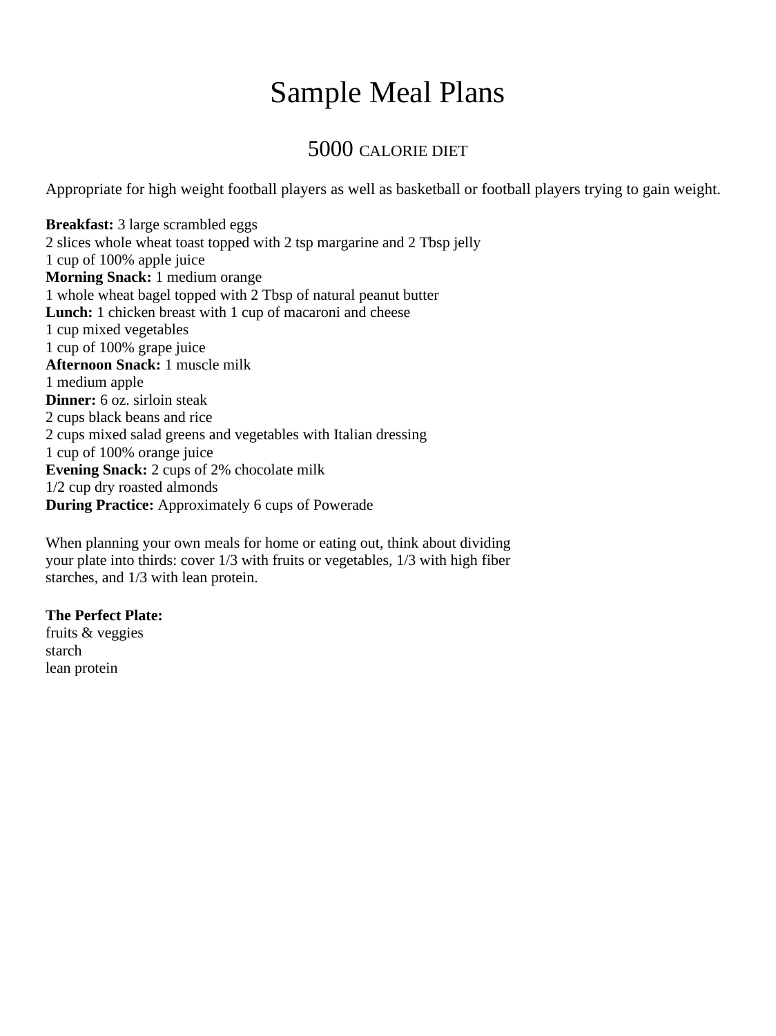# Sample Meal Plans

## 5000 CALORIE DIET

Appropriate for high weight football players as well as basketball or football players trying to gain weight.

**Breakfast:** 3 large scrambled eggs
2 slices whole wheat toast topped with 2 tsp margarine and 2 Tbsp jelly
1 cup of 100% apple juice
**Morning Snack:** 1 medium orange
1 whole wheat bagel topped with 2 Tbsp of natural peanut butter
**Lunch:** 1 chicken breast with 1 cup of macaroni and cheese
1 cup mixed vegetables
1 cup of 100% grape juice
**Afternoon Snack:** 1 muscle milk
1 medium apple
**Dinner:** 6 oz. sirloin steak
2 cups black beans and rice
2 cups mixed salad greens and vegetables with Italian dressing
1 cup of 100% orange juice
**Evening Snack:** 2 cups of 2% chocolate milk
1/2 cup dry roasted almonds
**During Practice:** Approximately 6 cups of Powerade

When planning your own meals for home or eating out, think about dividing your plate into thirds: cover 1/3 with fruits or vegetables, 1/3 with high fiber starches, and 1/3 with lean protein.

**The Perfect Plate:**
fruits & veggies
starch
lean protein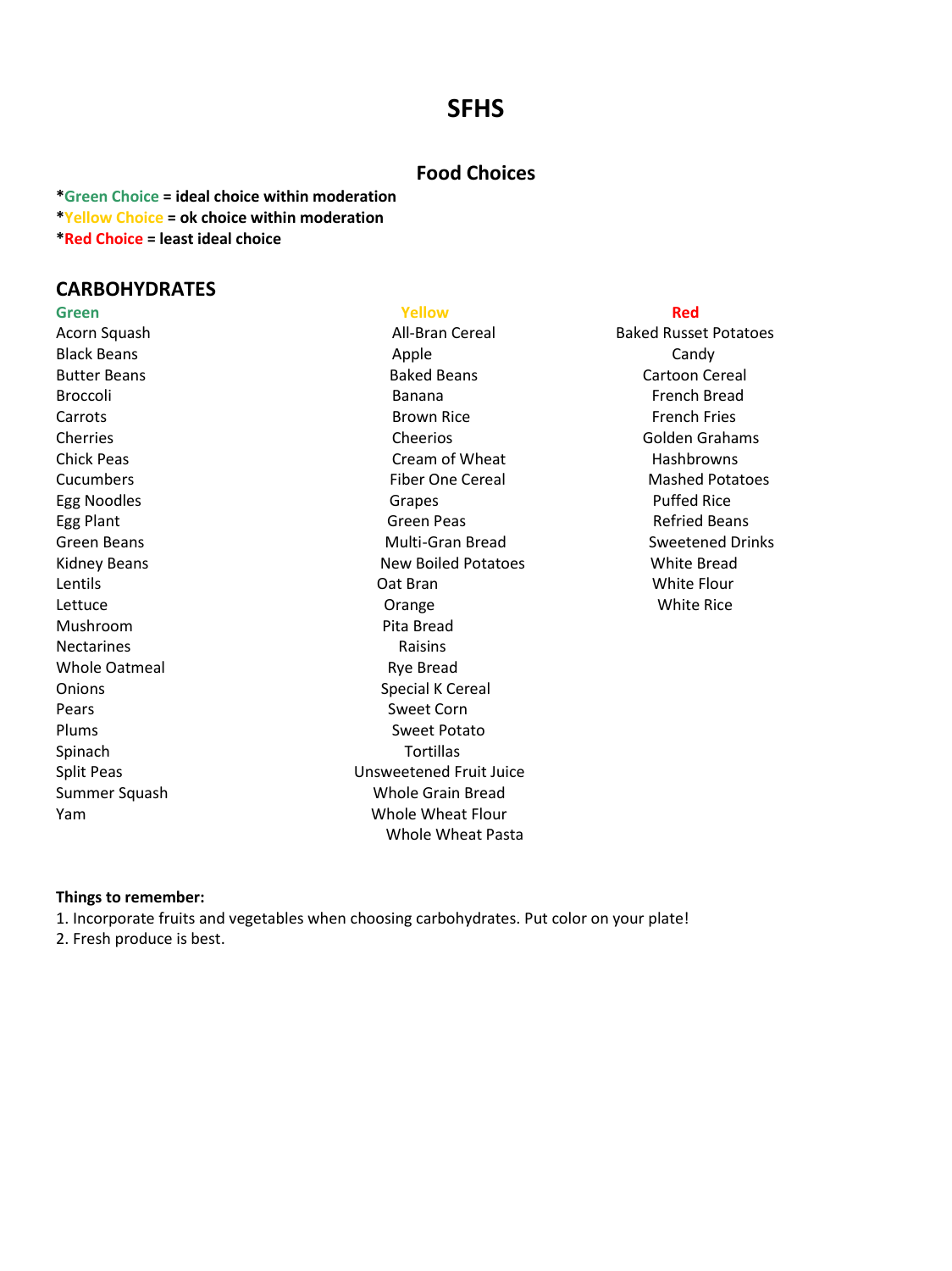# SFHS

## Food Choices

***Green Choice** = ideal choice within moderation*
***Yellow Choice** = ok choice within moderation*
***Red Choice** = least ideal choice*

## CARBOHYDRATES

| Green | Yellow | Red |
|---|---|---|
| Acorn Squash | All-Bran Cereal | Baked Russet Potatoes |
| Black Beans | Apple | Candy |
| Butter Beans | Baked Beans | Cartoon Cereal |
| Broccoli | Banana | French Bread |
| Carrots | Brown Rice | French Fries |
| Cherries | Cheerios | Golden Grahams |
| Chick Peas | Cream of Wheat | Hashbrowns |
| Cucumbers | Fiber One Cereal | Mashed Potatoes |
| Egg Noodles | Grapes | Puffed Rice |
| Egg Plant | Green Peas | Refried Beans |
| Green Beans | Multi-Gran Bread | Sweetened Drinks |
| Kidney Beans | New Boiled Potatoes | White Bread |
| Lentils | Oat Bran | White Flour |
| Lettuce | Orange | White Rice |
| Mushroom | Pita Bread | |
| Nectarines | Raisins | |
| Whole Oatmeal | Rye Bread | |
| Onions | Special K Cereal | |
| Pears | Sweet Corn | |
| Plums | Sweet Potato | |
| Spinach | Tortillas | |
| Split Peas | Unsweetened Fruit Juice | |
| Summer Squash | Whole Grain Bread | |
| Yam | Whole Wheat Flour | |
| | Whole Wheat Pasta | |

**Things to remember:**

1. Incorporate fruits and vegetables when choosing carbohydrates. Put color on your plate!
2. Fresh produce is best.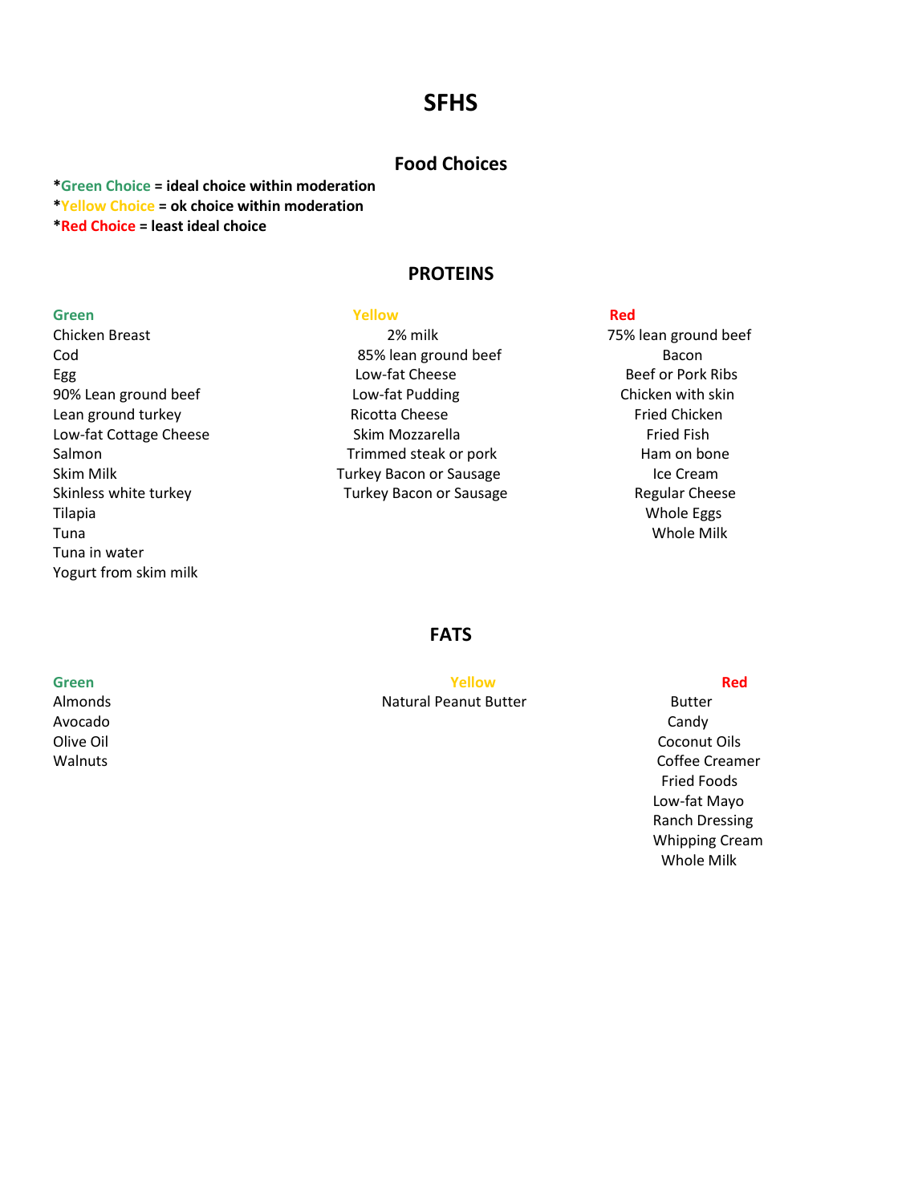# SFHS

## Food Choices

*Green Choice = ideal choice within moderation
*Yellow Choice = ok choice within moderation
*Red Choice = least ideal choice

## PROTEINS

| Green | Yellow | Red |
|---|---|---|
| Chicken Breast | 2% milk | 75% lean ground beef |
| Cod | 85% lean ground beef | Bacon |
| Egg | Low-fat Cheese | Beef or Pork Ribs |
| 90% Lean ground beef | Low-fat Pudding | Chicken with skin |
| Lean ground turkey | Ricotta Cheese | Fried Chicken |
| Low-fat Cottage Cheese | Skim Mozzarella | Fried Fish |
| Salmon | Trimmed steak or pork | Ham on bone |
| Skim Milk | Turkey Bacon or Sausage | Ice Cream |
| Skinless white turkey | Turkey Bacon or Sausage | Regular Cheese |
| Tilapia | | Whole Eggs |
| Tuna | | Whole Milk |
| Tuna in water | | |
| Yogurt from skim milk | | |

## FATS

| Green | Yellow | Red |
|---|---|---|
| Almonds | Natural Peanut Butter | Butter |
| Avocado | | Candy |
| Olive Oil | | Coconut Oils |
| Walnuts | | Coffee Creamer |
| | | Fried Foods |
| | | Low-fat Mayo |
| | | Ranch Dressing |
| | | Whipping Cream |
| | | Whole Milk |